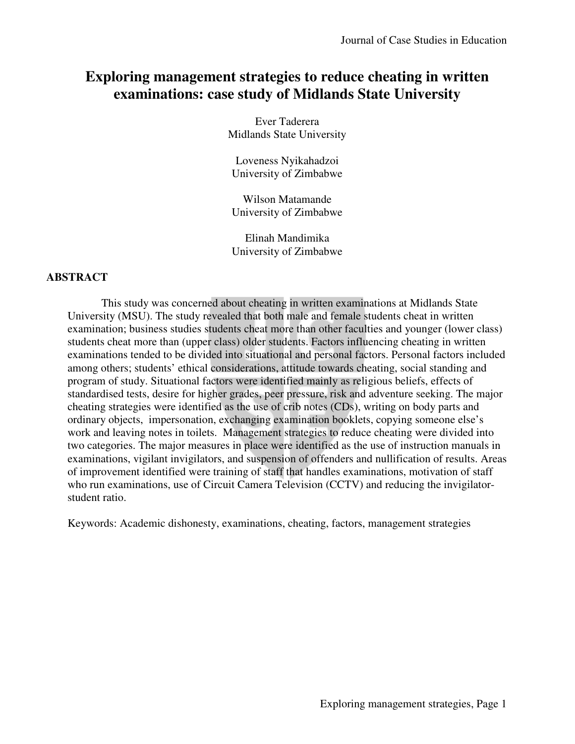# Exploring management strategies to reduce cheating in written examinations: case study of Midlands State University

Ever Taderera
Midlands State University

Loveness Nyikahadzoi
University of Zimbabwe

Wilson Matamande
University of Zimbabwe

Elinah Mandimika
University of Zimbabwe

## ABSTRACT

This study was concerned about cheating in written examinations at Midlands State University (MSU). The study revealed that both male and female students cheat in written examination; business studies students cheat more than other faculties and younger (lower class) students cheat more than (upper class) older students. Factors influencing cheating in written examinations tended to be divided into situational and personal factors. Personal factors included among others; students' ethical considerations, attitude towards cheating, social standing and program of study. Situational factors were identified mainly as religious beliefs, effects of standardised tests, desire for higher grades, peer pressure, risk and adventure seeking. The major cheating strategies were identified as the use of crib notes (CDs), writing on body parts and ordinary objects, impersonation, exchanging examination booklets, copying someone else's work and leaving notes in toilets. Management strategies to reduce cheating were divided into two categories. The major measures in place were identified as the use of instruction manuals in examinations, vigilant invigilators, and suspension of offenders and nullification of results. Areas of improvement identified were training of staff that handles examinations, motivation of staff who run examinations, use of Circuit Camera Television (CCTV) and reducing the invigilator-student ratio.

Keywords: Academic dishonesty, examinations, cheating, factors, management strategies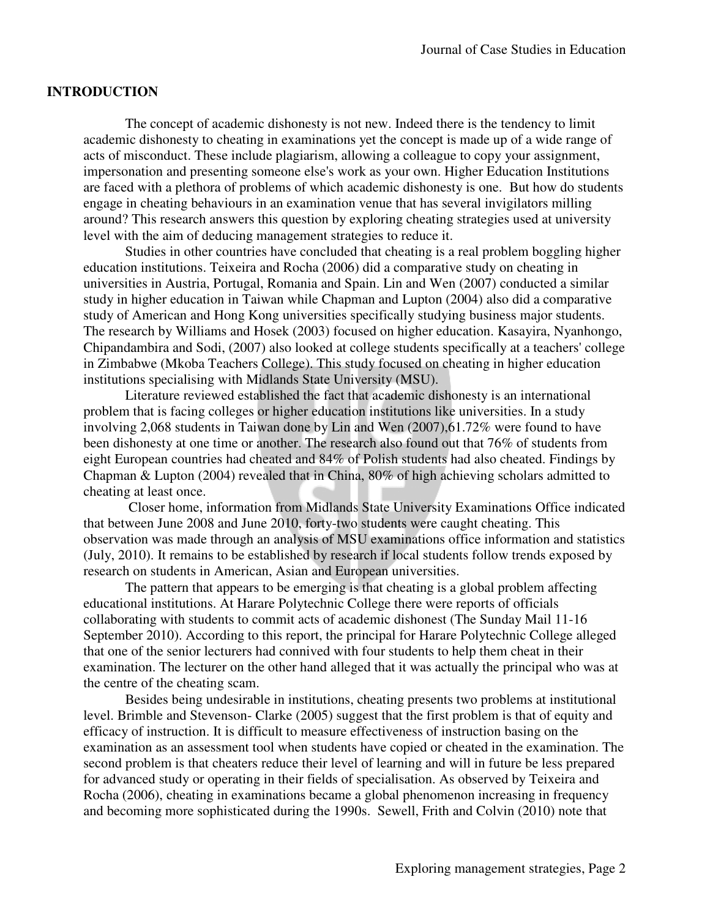## INTRODUCTION

The concept of academic dishonesty is not new. Indeed there is the tendency to limit academic dishonesty to cheating in examinations yet the concept is made up of a wide range of acts of misconduct. These include plagiarism, allowing a colleague to copy your assignment, impersonation and presenting someone else's work as your own. Higher Education Institutions are faced with a plethora of problems of which academic dishonesty is one. But how do students engage in cheating behaviours in an examination venue that has several invigilators milling around? This research answers this question by exploring cheating strategies used at university level with the aim of deducing management strategies to reduce it.

Studies in other countries have concluded that cheating is a real problem boggling higher education institutions. Teixeira and Rocha (2006) did a comparative study on cheating in universities in Austria, Portugal, Romania and Spain. Lin and Wen (2007) conducted a similar study in higher education in Taiwan while Chapman and Lupton (2004) also did a comparative study of American and Hong Kong universities specifically studying business major students. The research by Williams and Hosek (2003) focused on higher education. Kasayira, Nyanhongo, Chipandambira and Sodi, (2007) also looked at college students specifically at a teachers' college in Zimbabwe (Mkoba Teachers College). This study focused on cheating in higher education institutions specialising with Midlands State University (MSU).

Literature reviewed established the fact that academic dishonesty is an international problem that is facing colleges or higher education institutions like universities. In a study involving 2,068 students in Taiwan done by Lin and Wen (2007),61.72% were found to have been dishonesty at one time or another. The research also found out that 76% of students from eight European countries had cheated and 84% of Polish students had also cheated. Findings by Chapman & Lupton (2004) revealed that in China, 80% of high achieving scholars admitted to cheating at least once.

Closer home, information from Midlands State University Examinations Office indicated that between June 2008 and June 2010, forty-two students were caught cheating. This observation was made through an analysis of MSU examinations office information and statistics (July, 2010). It remains to be established by research if local students follow trends exposed by research on students in American, Asian and European universities.

The pattern that appears to be emerging is that cheating is a global problem affecting educational institutions. At Harare Polytechnic College there were reports of officials collaborating with students to commit acts of academic dishonest (The Sunday Mail 11-16 September 2010). According to this report, the principal for Harare Polytechnic College alleged that one of the senior lecturers had connived with four students to help them cheat in their examination. The lecturer on the other hand alleged that it was actually the principal who was at the centre of the cheating scam.

Besides being undesirable in institutions, cheating presents two problems at institutional level. Brimble and Stevenson- Clarke (2005) suggest that the first problem is that of equity and efficacy of instruction. It is difficult to measure effectiveness of instruction basing on the examination as an assessment tool when students have copied or cheated in the examination. The second problem is that cheaters reduce their level of learning and will in future be less prepared for advanced study or operating in their fields of specialisation. As observed by Teixeira and Rocha (2006), cheating in examinations became a global phenomenon increasing in frequency and becoming more sophisticated during the 1990s. Sewell, Frith and Colvin (2010) note that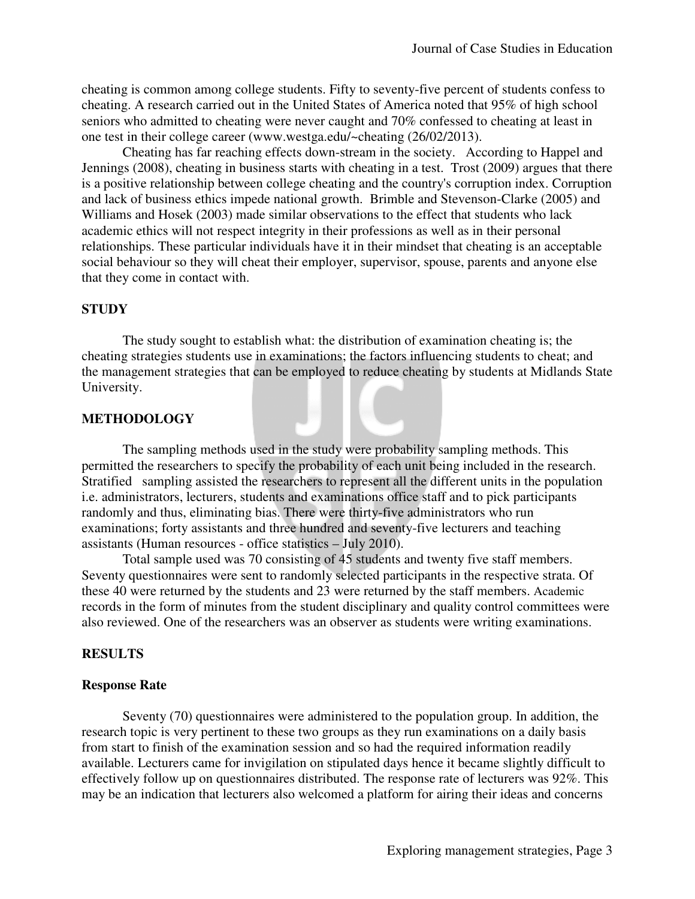cheating is common among college students. Fifty to seventy-five percent of students confess to cheating. A research carried out in the United States of America noted that 95% of high school seniors who admitted to cheating were never caught and 70% confessed to cheating at least in one test in their college career (www.westga.edu/~cheating (26/02/2013).

Cheating has far reaching effects down-stream in the society. According to Happel and Jennings (2008), cheating in business starts with cheating in a test. Trost (2009) argues that there is a positive relationship between college cheating and the country's corruption index. Corruption and lack of business ethics impede national growth. Brimble and Stevenson-Clarke (2005) and Williams and Hosek (2003) made similar observations to the effect that students who lack academic ethics will not respect integrity in their professions as well as in their personal relationships. These particular individuals have it in their mindset that cheating is an acceptable social behaviour so they will cheat their employer, supervisor, spouse, parents and anyone else that they come in contact with.

## STUDY

The study sought to establish what: the distribution of examination cheating is; the cheating strategies students use in examinations; the factors influencing students to cheat; and the management strategies that can be employed to reduce cheating by students at Midlands State University.

## METHODOLOGY

The sampling methods used in the study were probability sampling methods. This permitted the researchers to specify the probability of each unit being included in the research. Stratified sampling assisted the researchers to represent all the different units in the population i.e. administrators, lecturers, students and examinations office staff and to pick participants randomly and thus, eliminating bias. There were thirty-five administrators who run examinations; forty assistants and three hundred and seventy-five lecturers and teaching assistants (Human resources - office statistics – July 2010).

Total sample used was 70 consisting of 45 students and twenty five staff members. Seventy questionnaires were sent to randomly selected participants in the respective strata. Of these 40 were returned by the students and 23 were returned by the staff members. Academic records in the form of minutes from the student disciplinary and quality control committees were also reviewed. One of the researchers was an observer as students were writing examinations.

## RESULTS

### Response Rate

Seventy (70) questionnaires were administered to the population group. In addition, the research topic is very pertinent to these two groups as they run examinations on a daily basis from start to finish of the examination session and so had the required information readily available. Lecturers came for invigilation on stipulated days hence it became slightly difficult to effectively follow up on questionnaires distributed. The response rate of lecturers was 92%. This may be an indication that lecturers also welcomed a platform for airing their ideas and concerns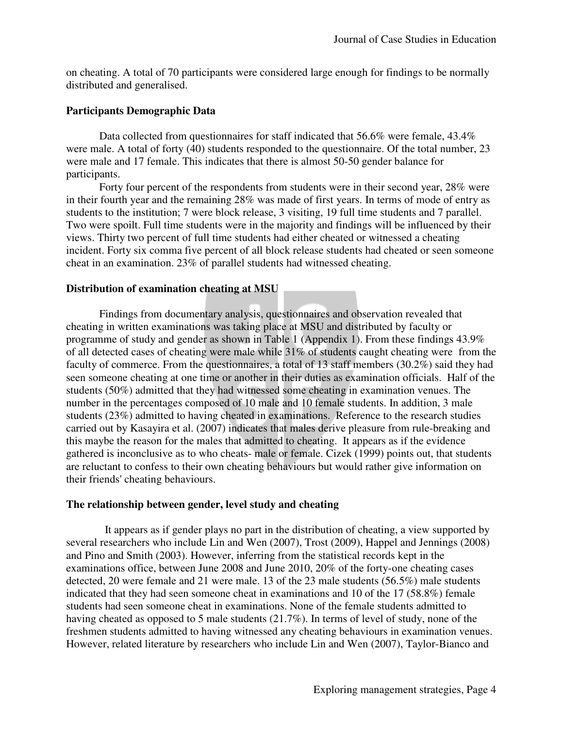on cheating. A total of 70 participants were considered large enough for findings to be normally distributed and generalised.

**Participants Demographic Data**

Data collected from questionnaires for staff indicated that 56.6% were female, 43.4% were male. A total of forty (40) students responded to the questionnaire. Of the total number, 23 were male and 17 female. This indicates that there is almost 50-50 gender balance for participants.

Forty four percent of the respondents from students were in their second year, 28% were in their fourth year and the remaining 28% was made of first years. In terms of mode of entry as students to the institution; 7 were block release, 3 visiting, 19 full time students and 7 parallel. Two were spoilt. Full time students were in the majority and findings will be influenced by their views. Thirty two percent of full time students had either cheated or witnessed a cheating incident. Forty six comma five percent of all block release students had cheated or seen someone cheat in an examination. 23% of parallel students had witnessed cheating.

**Distribution of examination cheating at MSU**

Findings from documentary analysis, questionnaires and observation revealed that cheating in written examinations was taking place at MSU and distributed by faculty or programme of study and gender as shown in Table 1 (Appendix 1). From these findings 43.9% of all detected cases of cheating were male while 31% of students caught cheating were from the faculty of commerce. From the questionnaires, a total of 13 staff members (30.2%) said they had seen someone cheating at one time or another in their duties as examination officials. Half of the students (50%) admitted that they had witnessed some cheating in examination venues. The number in the percentages composed of 10 male and 10 female students. In addition, 3 male students (23%) admitted to having cheated in examinations. Reference to the research studies carried out by Kasayira et al. (2007) indicates that males derive pleasure from rule-breaking and this maybe the reason for the males that admitted to cheating. It appears as if the evidence gathered is inconclusive as to who cheats- male or female. Cizek (1999) points out, that students are reluctant to confess to their own cheating behaviours but would rather give information on their friends' cheating behaviours.

**The relationship between gender, level study and cheating**

It appears as if gender plays no part in the distribution of cheating, a view supported by several researchers who include Lin and Wen (2007), Trost (2009), Happel and Jennings (2008) and Pino and Smith (2003). However, inferring from the statistical records kept in the examinations office, between June 2008 and June 2010, 20% of the forty-one cheating cases detected, 20 were female and 21 were male. 13 of the 23 male students (56.5%) male students indicated that they had seen someone cheat in examinations and 10 of the 17 (58.8%) female students had seen someone cheat in examinations. None of the female students admitted to having cheated as opposed to 5 male students (21.7%). In terms of level of study, none of the freshmen students admitted to having witnessed any cheating behaviours in examination venues. However, related literature by researchers who include Lin and Wen (2007), Taylor-Bianco and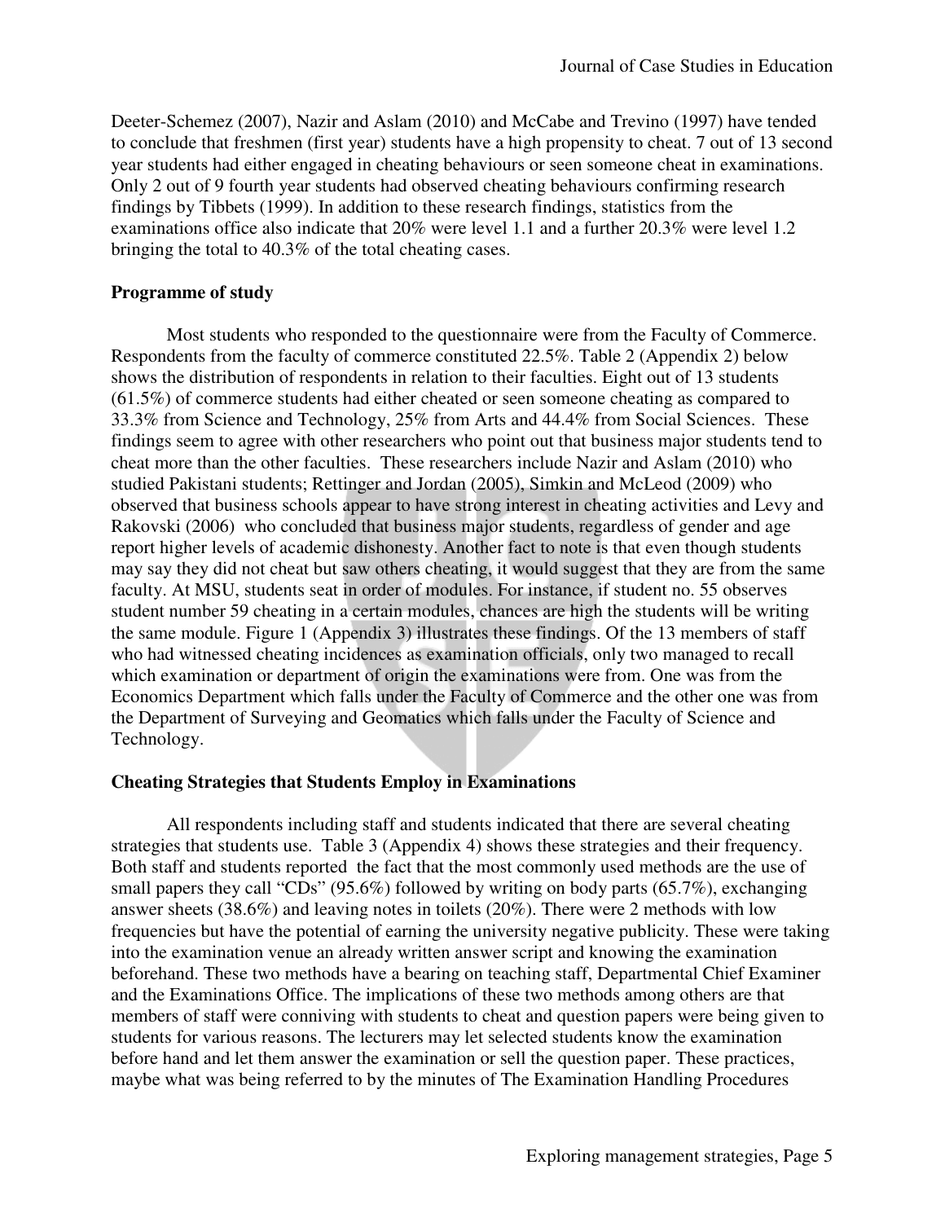Deeter-Schemez (2007), Nazir and Aslam (2010) and McCabe and Trevino (1997) have tended to conclude that freshmen (first year) students have a high propensity to cheat. 7 out of 13 second year students had either engaged in cheating behaviours or seen someone cheat in examinations. Only 2 out of 9 fourth year students had observed cheating behaviours confirming research findings by Tibbets (1999). In addition to these research findings, statistics from the examinations office also indicate that 20% were level 1.1 and a further 20.3% were level 1.2 bringing the total to 40.3% of the total cheating cases.

**Programme of study**

Most students who responded to the questionnaire were from the Faculty of Commerce. Respondents from the faculty of commerce constituted 22.5%. Table 2 (Appendix 2) below shows the distribution of respondents in relation to their faculties. Eight out of 13 students (61.5%) of commerce students had either cheated or seen someone cheating as compared to 33.3% from Science and Technology, 25% from Arts and 44.4% from Social Sciences. These findings seem to agree with other researchers who point out that business major students tend to cheat more than the other faculties. These researchers include Nazir and Aslam (2010) who studied Pakistani students; Rettinger and Jordan (2005), Simkin and McLeod (2009) who observed that business schools appear to have strong interest in cheating activities and Levy and Rakovski (2006) who concluded that business major students, regardless of gender and age report higher levels of academic dishonesty. Another fact to note is that even though students may say they did not cheat but saw others cheating, it would suggest that they are from the same faculty. At MSU, students seat in order of modules. For instance, if student no. 55 observes student number 59 cheating in a certain modules, chances are high the students will be writing the same module. Figure 1 (Appendix 3) illustrates these findings. Of the 13 members of staff who had witnessed cheating incidences as examination officials, only two managed to recall which examination or department of origin the examinations were from. One was from the Economics Department which falls under the Faculty of Commerce and the other one was from the Department of Surveying and Geomatics which falls under the Faculty of Science and Technology.

**Cheating Strategies that Students Employ in Examinations**

All respondents including staff and students indicated that there are several cheating strategies that students use. Table 3 (Appendix 4) shows these strategies and their frequency. Both staff and students reported the fact that the most commonly used methods are the use of small papers they call "CDs" (95.6%) followed by writing on body parts (65.7%), exchanging answer sheets (38.6%) and leaving notes in toilets (20%). There were 2 methods with low frequencies but have the potential of earning the university negative publicity. These were taking into the examination venue an already written answer script and knowing the examination beforehand. These two methods have a bearing on teaching staff, Departmental Chief Examiner and the Examinations Office. The implications of these two methods among others are that members of staff were conniving with students to cheat and question papers were being given to students for various reasons. The lecturers may let selected students know the examination before hand and let them answer the examination or sell the question paper. These practices, maybe what was being referred to by the minutes of The Examination Handling Procedures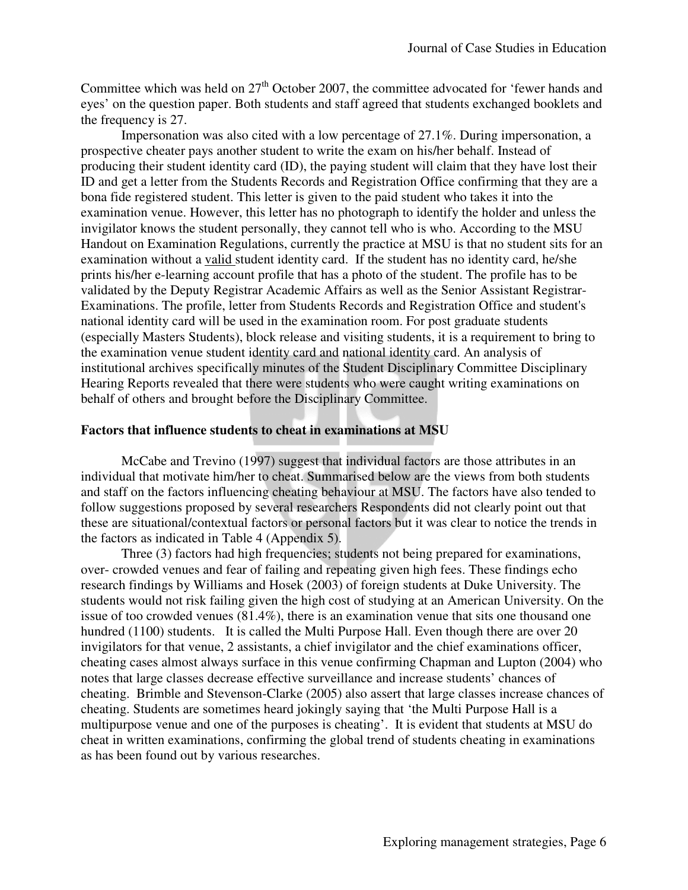Committee which was held on 27th October 2007, the committee advocated for 'fewer hands and eyes' on the question paper. Both students and staff agreed that students exchanged booklets and the frequency is 27.

Impersonation was also cited with a low percentage of 27.1%. During impersonation, a prospective cheater pays another student to write the exam on his/her behalf. Instead of producing their student identity card (ID), the paying student will claim that they have lost their ID and get a letter from the Students Records and Registration Office confirming that they are a bona fide registered student. This letter is given to the paid student who takes it into the examination venue. However, this letter has no photograph to identify the holder and unless the invigilator knows the student personally, they cannot tell who is who. According to the MSU Handout on Examination Regulations, currently the practice at MSU is that no student sits for an examination without a <u>valid</u> student identity card. If the student has no identity card, he/she prints his/her e-learning account profile that has a photo of the student. The profile has to be validated by the Deputy Registrar Academic Affairs as well as the Senior Assistant Registrar-Examinations. The profile, letter from Students Records and Registration Office and student's national identity card will be used in the examination room. For post graduate students (especially Masters Students), block release and visiting students, it is a requirement to bring to the examination venue student identity card and national identity card. An analysis of institutional archives specifically minutes of the Student Disciplinary Committee Disciplinary Hearing Reports revealed that there were students who were caught writing examinations on behalf of others and brought before the Disciplinary Committee.

**Factors that influence students to cheat in examinations at MSU**

McCabe and Trevino (1997) suggest that individual factors are those attributes in an individual that motivate him/her to cheat. Summarised below are the views from both students and staff on the factors influencing cheating behaviour at MSU. The factors have also tended to follow suggestions proposed by several researchers Respondents did not clearly point out that these are situational/contextual factors or personal factors but it was clear to notice the trends in the factors as indicated in Table 4 (Appendix 5).

Three (3) factors had high frequencies; students not being prepared for examinations, over- crowded venues and fear of failing and repeating given high fees. These findings echo research findings by Williams and Hosek (2003) of foreign students at Duke University. The students would not risk failing given the high cost of studying at an American University. On the issue of too crowded venues (81.4%), there is an examination venue that sits one thousand one hundred (1100) students. It is called the Multi Purpose Hall. Even though there are over 20 invigilators for that venue, 2 assistants, a chief invigilator and the chief examinations officer, cheating cases almost always surface in this venue confirming Chapman and Lupton (2004) who notes that large classes decrease effective surveillance and increase students' chances of cheating. Brimble and Stevenson-Clarke (2005) also assert that large classes increase chances of cheating. Students are sometimes heard jokingly saying that 'the Multi Purpose Hall is a multipurpose venue and one of the purposes is cheating'. It is evident that students at MSU do cheat in written examinations, confirming the global trend of students cheating in examinations as has been found out by various researches.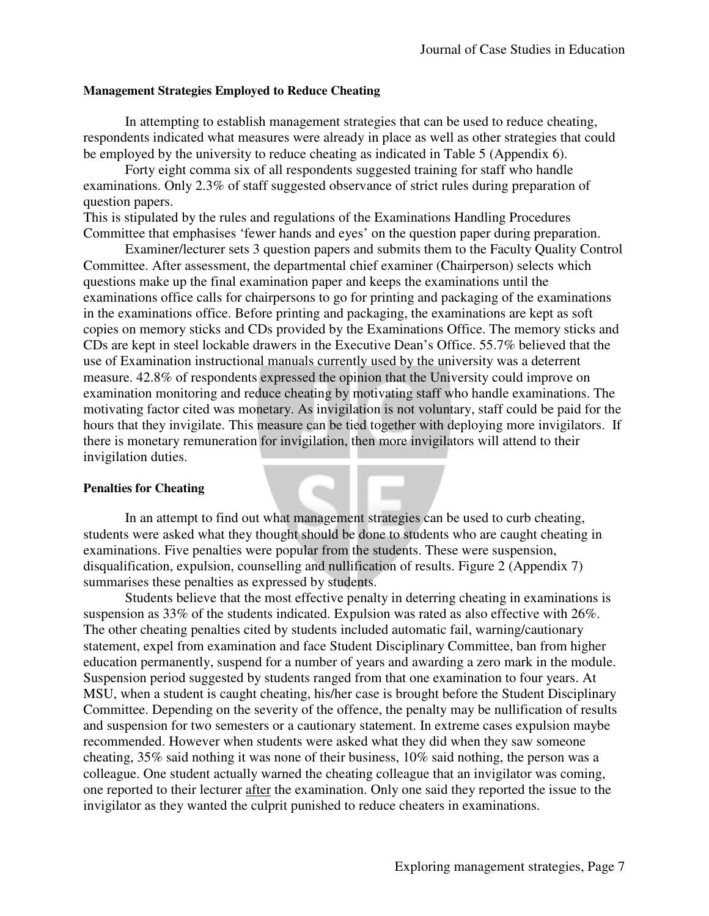**Management Strategies Employed to Reduce Cheating**

In attempting to establish management strategies that can be used to reduce cheating, respondents indicated what measures were already in place as well as other strategies that could be employed by the university to reduce cheating as indicated in Table 5 (Appendix 6).

Forty eight comma six of all respondents suggested training for staff who handle examinations. Only 2.3% of staff suggested observance of strict rules during preparation of question papers.

This is stipulated by the rules and regulations of the Examinations Handling Procedures Committee that emphasises 'fewer hands and eyes' on the question paper during preparation.

Examiner/lecturer sets 3 question papers and submits them to the Faculty Quality Control Committee. After assessment, the departmental chief examiner (Chairperson) selects which questions make up the final examination paper and keeps the examinations until the examinations office calls for chairpersons to go for printing and packaging of the examinations in the examinations office. Before printing and packaging, the examinations are kept as soft copies on memory sticks and CDs provided by the Examinations Office. The memory sticks and CDs are kept in steel lockable drawers in the Executive Dean's Office. 55.7% believed that the use of Examination instructional manuals currently used by the university was a deterrent measure. 42.8% of respondents expressed the opinion that the University could improve on examination monitoring and reduce cheating by motivating staff who handle examinations. The motivating factor cited was monetary. As invigilation is not voluntary, staff could be paid for the hours that they invigilate. This measure can be tied together with deploying more invigilators. If there is monetary remuneration for invigilation, then more invigilators will attend to their invigilation duties.

**Penalties for Cheating**

In an attempt to find out what management strategies can be used to curb cheating, students were asked what they thought should be done to students who are caught cheating in examinations. Five penalties were popular from the students. These were suspension, disqualification, expulsion, counselling and nullification of results. Figure 2 (Appendix 7) summarises these penalties as expressed by students.

Students believe that the most effective penalty in deterring cheating in examinations is suspension as 33% of the students indicated. Expulsion was rated as also effective with 26%. The other cheating penalties cited by students included automatic fail, warning/cautionary statement, expel from examination and face Student Disciplinary Committee, ban from higher education permanently, suspend for a number of years and awarding a zero mark in the module. Suspension period suggested by students ranged from that one examination to four years. At MSU, when a student is caught cheating, his/her case is brought before the Student Disciplinary Committee. Depending on the severity of the offence, the penalty may be nullification of results and suspension for two semesters or a cautionary statement. In extreme cases expulsion maybe recommended. However when students were asked what they did when they saw someone cheating, 35% said nothing it was none of their business, 10% said nothing, the person was a colleague. One student actually warned the cheating colleague that an invigilator was coming, one reported to their lecturer <u>after</u> the examination. Only one said they reported the issue to the invigilator as they wanted the culprit punished to reduce cheaters in examinations.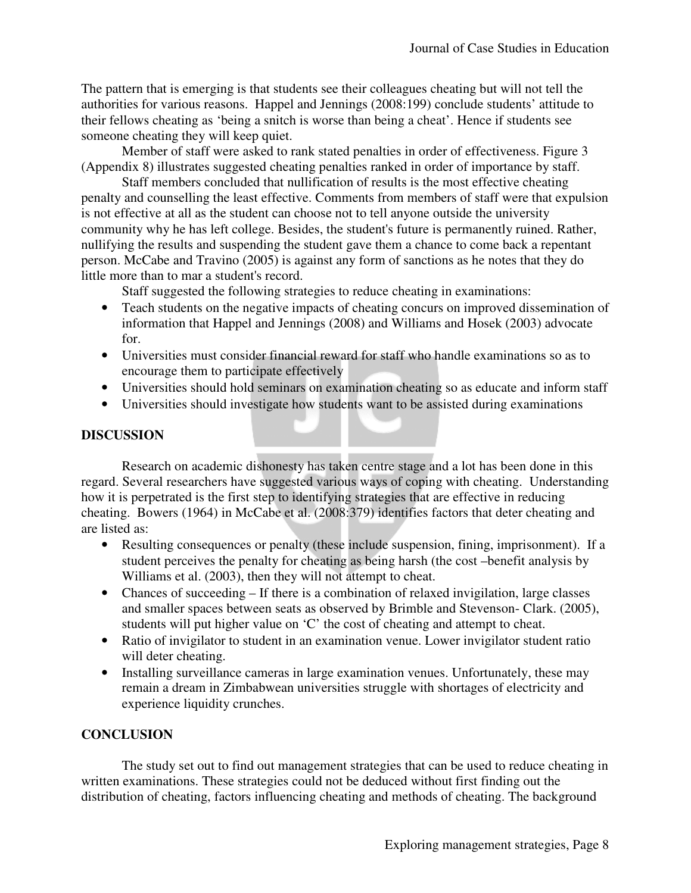The pattern that is emerging is that students see their colleagues cheating but will not tell the authorities for various reasons. Happel and Jennings (2008:199) conclude students' attitude to their fellows cheating as 'being a snitch is worse than being a cheat'. Hence if students see someone cheating they will keep quiet.

Member of staff were asked to rank stated penalties in order of effectiveness. Figure 3 (Appendix 8) illustrates suggested cheating penalties ranked in order of importance by staff.

Staff members concluded that nullification of results is the most effective cheating penalty and counselling the least effective. Comments from members of staff were that expulsion is not effective at all as the student can choose not to tell anyone outside the university community why he has left college. Besides, the student's future is permanently ruined. Rather, nullifying the results and suspending the student gave them a chance to come back a repentant person. McCabe and Travino (2005) is against any form of sanctions as he notes that they do little more than to mar a student's record.

Staff suggested the following strategies to reduce cheating in examinations:

- Teach students on the negative impacts of cheating concurs on improved dissemination of information that Happel and Jennings (2008) and Williams and Hosek (2003) advocate for.
- Universities must consider financial reward for staff who handle examinations so as to encourage them to participate effectively
- Universities should hold seminars on examination cheating so as educate and inform staff
- Universities should investigate how students want to be assisted during examinations

## DISCUSSION

Research on academic dishonesty has taken centre stage and a lot has been done in this regard. Several researchers have suggested various ways of coping with cheating. Understanding how it is perpetrated is the first step to identifying strategies that are effective in reducing cheating. Bowers (1964) in McCabe et al. (2008:379) identifies factors that deter cheating and are listed as:

- Resulting consequences or penalty (these include suspension, fining, imprisonment). If a student perceives the penalty for cheating as being harsh (the cost –benefit analysis by Williams et al. (2003), then they will not attempt to cheat.
- Chances of succeeding – If there is a combination of relaxed invigilation, large classes and smaller spaces between seats as observed by Brimble and Stevenson- Clark. (2005), students will put higher value on 'C' the cost of cheating and attempt to cheat.
- Ratio of invigilator to student in an examination venue. Lower invigilator student ratio will deter cheating.
- Installing surveillance cameras in large examination venues. Unfortunately, these may remain a dream in Zimbabwean universities struggle with shortages of electricity and experience liquidity crunches.

## CONCLUSION

The study set out to find out management strategies that can be used to reduce cheating in written examinations. These strategies could not be deduced without first finding out the distribution of cheating, factors influencing cheating and methods of cheating. The background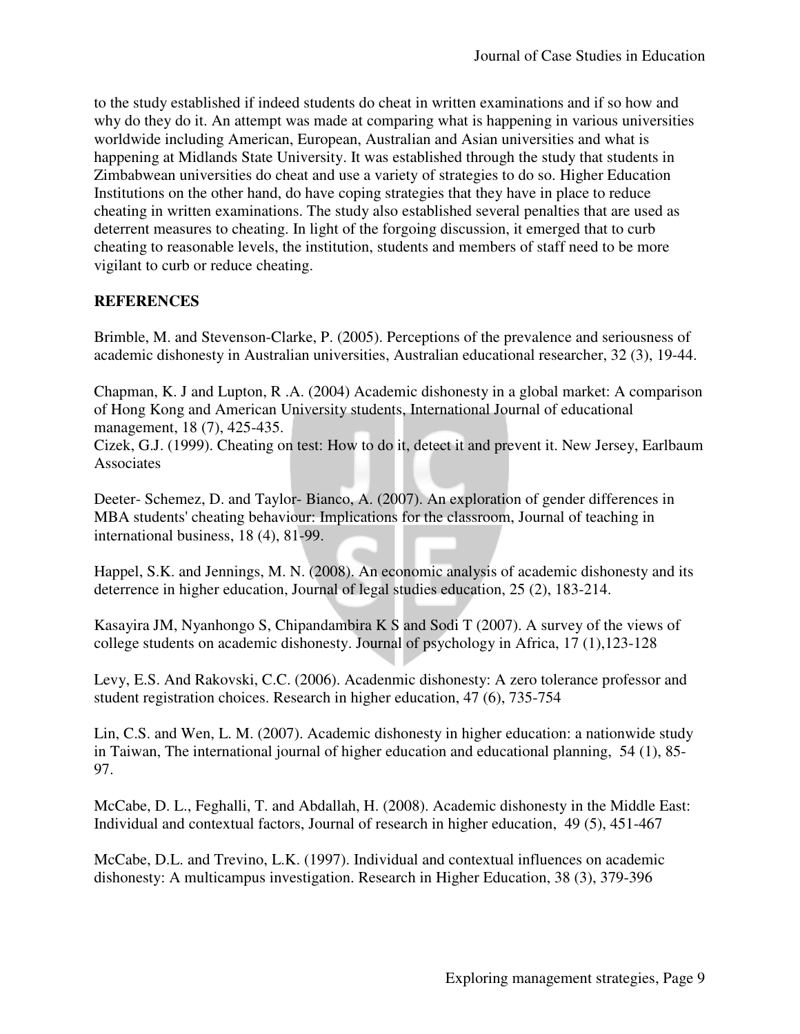to the study established if indeed students do cheat in written examinations and if so how and why do they do it. An attempt was made at comparing what is happening in various universities worldwide including American, European, Australian and Asian universities and what is happening at Midlands State University. It was established through the study that students in Zimbabwean universities do cheat and use a variety of strategies to do so. Higher Education Institutions on the other hand, do have coping strategies that they have in place to reduce cheating in written examinations. The study also established several penalties that are used as deterrent measures to cheating. In light of the forgoing discussion, it emerged that to curb cheating to reasonable levels, the institution, students and members of staff need to be more vigilant to curb or reduce cheating.

## REFERENCES

Brimble, M. and Stevenson-Clarke, P. (2005). Perceptions of the prevalence and seriousness of academic dishonesty in Australian universities, Australian educational researcher, 32 (3), 19-44.

Chapman, K. J and Lupton, R .A. (2004) Academic dishonesty in a global market: A comparison of Hong Kong and American University students, International Journal of educational management, 18 (7), 425-435.

Cizek, G.J. (1999). Cheating on test: How to do it, detect it and prevent it. New Jersey, Earlbaum Associates

Deeter- Schemez, D. and Taylor- Bianco, A. (2007). An exploration of gender differences in MBA students' cheating behaviour: Implications for the classroom, Journal of teaching in international business, 18 (4), 81-99.

Happel, S.K. and Jennings, M. N. (2008). An economic analysis of academic dishonesty and its deterrence in higher education, Journal of legal studies education, 25 (2), 183-214.

Kasayira JM, Nyanhongo S, Chipandambira K S and Sodi T (2007). A survey of the views of college students on academic dishonesty. Journal of psychology in Africa, 17 (1),123-128

Levy, E.S. And Rakovski, C.C. (2006). Acadenmic dishonesty: A zero tolerance professor and student registration choices. Research in higher education, 47 (6), 735-754

Lin, C.S. and Wen, L. M. (2007). Academic dishonesty in higher education: a nationwide study in Taiwan, The international journal of higher education and educational planning, 54 (1), 85-97.

McCabe, D. L., Feghalli, T. and Abdallah, H. (2008). Academic dishonesty in the Middle East: Individual and contextual factors, Journal of research in higher education, 49 (5), 451-467

McCabe, D.L. and Trevino, L.K. (1997). Individual and contextual influences on academic dishonesty: A multicampus investigation. Research in Higher Education, 38 (3), 379-396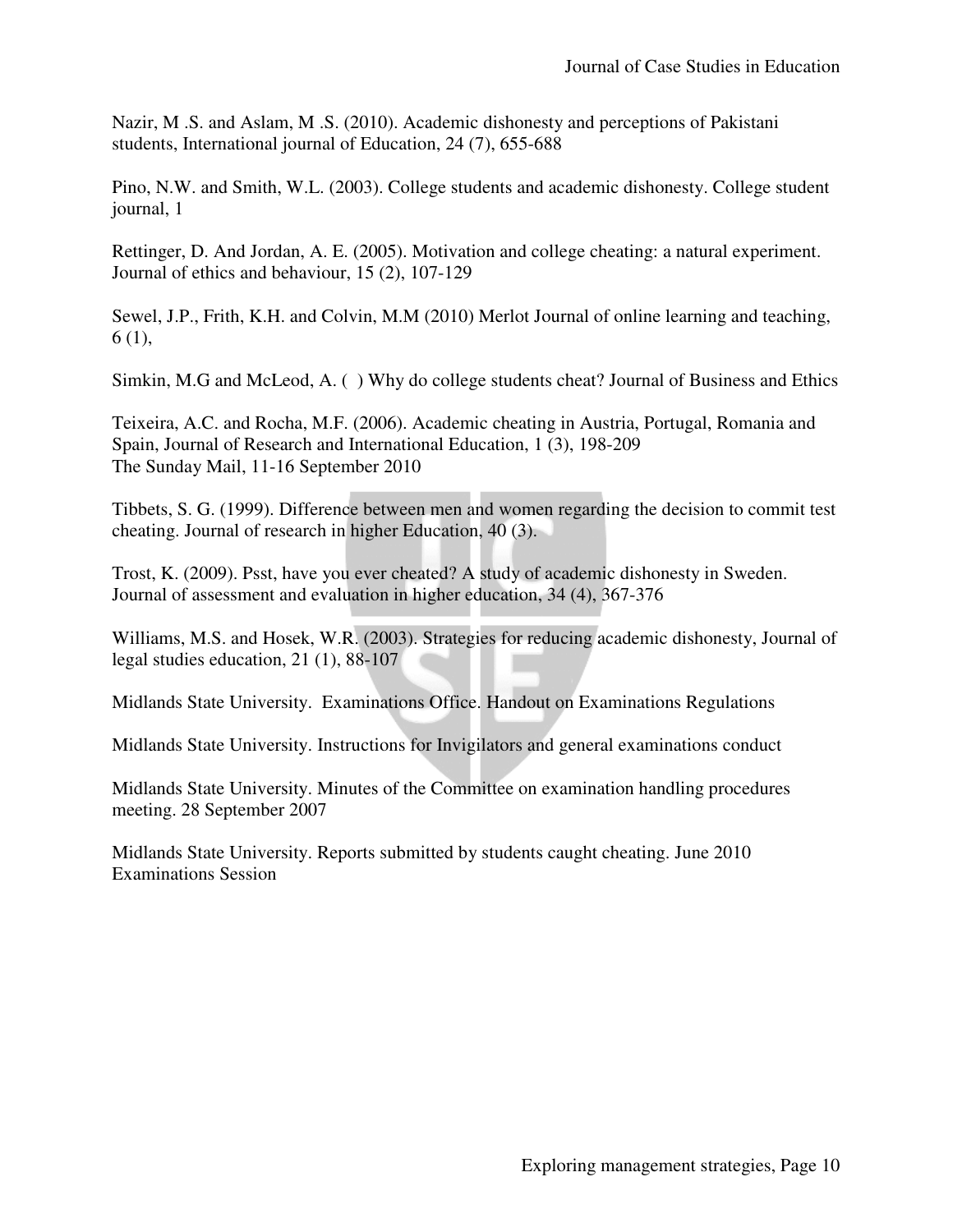Nazir, M .S. and Aslam, M .S. (2010). Academic dishonesty and perceptions of Pakistani students, International journal of Education, 24 (7), 655-688

Pino, N.W. and Smith, W.L. (2003). College students and academic dishonesty. College student journal, 1

Rettinger, D. And Jordan, A. E. (2005). Motivation and college cheating: a natural experiment. Journal of ethics and behaviour, 15 (2), 107-129

Sewel, J.P., Frith, K.H. and Colvin, M.M (2010) Merlot Journal of online learning and teaching, 6 (1),

Simkin, M.G and McLeod, A. ( ) Why do college students cheat? Journal of Business and Ethics

Teixeira, A.C. and Rocha, M.F. (2006). Academic cheating in Austria, Portugal, Romania and Spain, Journal of Research and International Education, 1 (3), 198-209
The Sunday Mail, 11-16 September 2010

Tibbets, S. G. (1999). Difference between men and women regarding the decision to commit test cheating. Journal of research in higher Education, 40 (3).

Trost, K. (2009). Psst, have you ever cheated? A study of academic dishonesty in Sweden. Journal of assessment and evaluation in higher education, 34 (4), 367-376

Williams, M.S. and Hosek, W.R. (2003). Strategies for reducing academic dishonesty, Journal of legal studies education, 21 (1), 88-107

Midlands State University. Examinations Office. Handout on Examinations Regulations

Midlands State University. Instructions for Invigilators and general examinations conduct

Midlands State University. Minutes of the Committee on examination handling procedures meeting. 28 September 2007

Midlands State University. Reports submitted by students caught cheating. June 2010 Examinations Session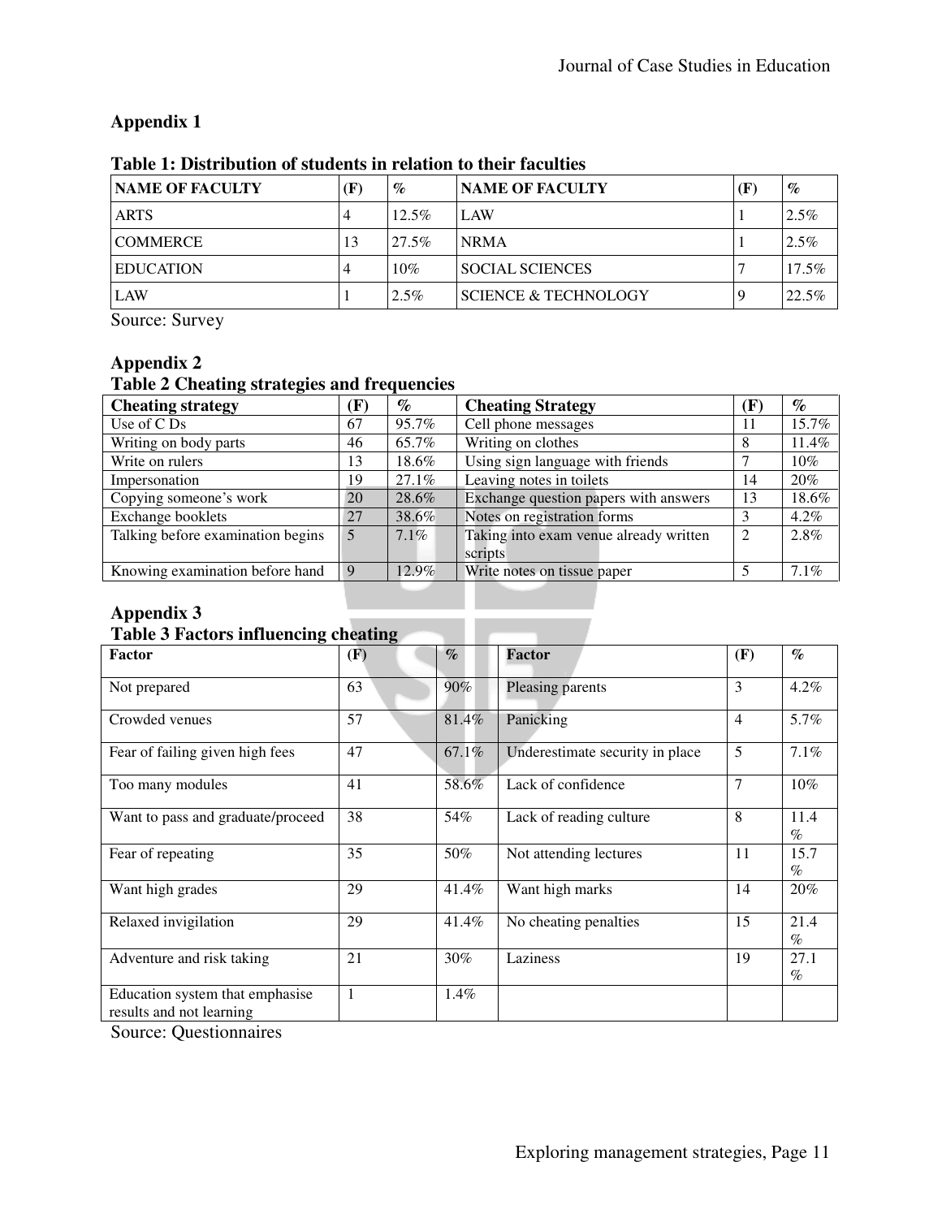## Appendix 1

**Table 1: Distribution of students in relation to their faculties**

| NAME OF FACULTY | (F) | % | NAME OF FACULTY | (F) | % |
|---|---|---|---|---|---|
| ARTS | 4 | 12.5% | LAW | 1 | 2.5% |
| COMMERCE | 13 | 27.5% | NRMA | 1 | 2.5% |
| EDUCATION | 4 | 10% | SOCIAL SCIENCES | 7 | 17.5% |
| LAW | 1 | 2.5% | SCIENCE & TECHNOLOGY | 9 | 22.5% |

Source: Survey

## Appendix 2

**Table 2 Cheating strategies and frequencies**

| Cheating strategy | (F) | % | Cheating Strategy | (F) | % |
|---|---|---|---|---|---|
| Use of C Ds | 67 | 95.7% | Cell phone messages | 11 | 15.7% |
| Writing on body parts | 46 | 65.7% | Writing on clothes | 8 | 11.4% |
| Write on rulers | 13 | 18.6% | Using sign language with friends | 7 | 10% |
| Impersonation | 19 | 27.1% | Leaving notes in toilets | 14 | 20% |
| Copying someone's work | 20 | 28.6% | Exchange question papers with answers | 13 | 18.6% |
| Exchange booklets | 27 | 38.6% | Notes on registration forms | 3 | 4.2% |
| Talking before examination begins | 5 | 7.1% | Taking into exam venue already written scripts | 2 | 2.8% |
| Knowing examination before hand | 9 | 12.9% | Write notes on tissue paper | 5 | 7.1% |

## Appendix 3

**Table 3 Factors influencing cheating**

| Factor | (F) | % | Factor | (F) | % |
|---|---|---|---|---|---|
| Not prepared | 63 | 90% | Pleasing parents | 3 | 4.2% |
| Crowded venues | 57 | 81.4% | Panicking | 4 | 5.7% |
| Fear of failing given high fees | 47 | 67.1% | Underestimate security in place | 5 | 7.1% |
| Too many modules | 41 | 58.6% | Lack of confidence | 7 | 10% |
| Want to pass and graduate/proceed | 38 | 54% | Lack of reading culture | 8 | 11.4 % |
| Fear of repeating | 35 | 50% | Not attending lectures | 11 | 15.7 % |
| Want high grades | 29 | 41.4% | Want high marks | 14 | 20% |
| Relaxed invigilation | 29 | 41.4% | No cheating penalties | 15 | 21.4 % |
| Adventure and risk taking | 21 | 30% | Laziness | 19 | 27.1 % |
| Education system that emphasise results and not learning | 1 | 1.4% | | | |

Source: Questionnaires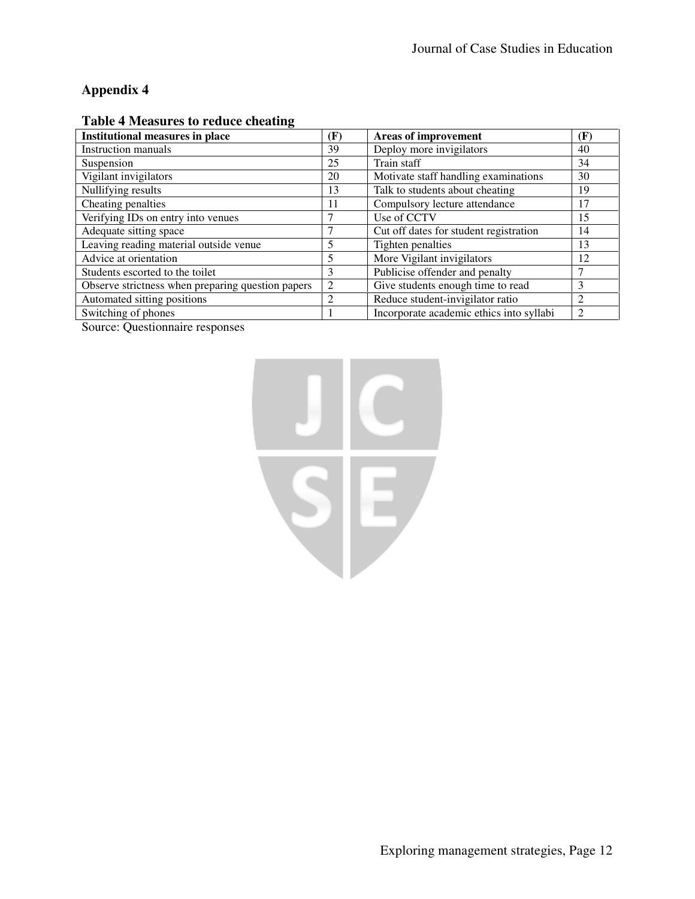## Appendix 4

**Table 4 Measures to reduce cheating**

| Institutional measures in place | (F) | Areas of improvement | (F) |
|---|---|---|---|
| Instruction manuals | 39 | Deploy more invigilators | 40 |
| Suspension | 25 | Train staff | 34 |
| Vigilant invigilators | 20 | Motivate staff handling examinations | 30 |
| Nullifying results | 13 | Talk to students about cheating | 19 |
| Cheating penalties | 11 | Compulsory lecture attendance | 17 |
| Verifying IDs on entry into venues | 7 | Use of CCTV | 15 |
| Adequate sitting space | 7 | Cut off dates for student registration | 14 |
| Leaving reading material outside venue | 5 | Tighten penalties | 13 |
| Advice at orientation | 5 | More Vigilant invigilators | 12 |
| Students escorted to the toilet | 3 | Publicise offender and penalty | 7 |
| Observe strictness when preparing question papers | 2 | Give students enough time to read | 3 |
| Automated sitting positions | 2 | Reduce student-invigilator ratio | 2 |
| Switching of phones | 1 | Incorporate academic ethics into syllabi | 2 |

Source: Questionnaire responses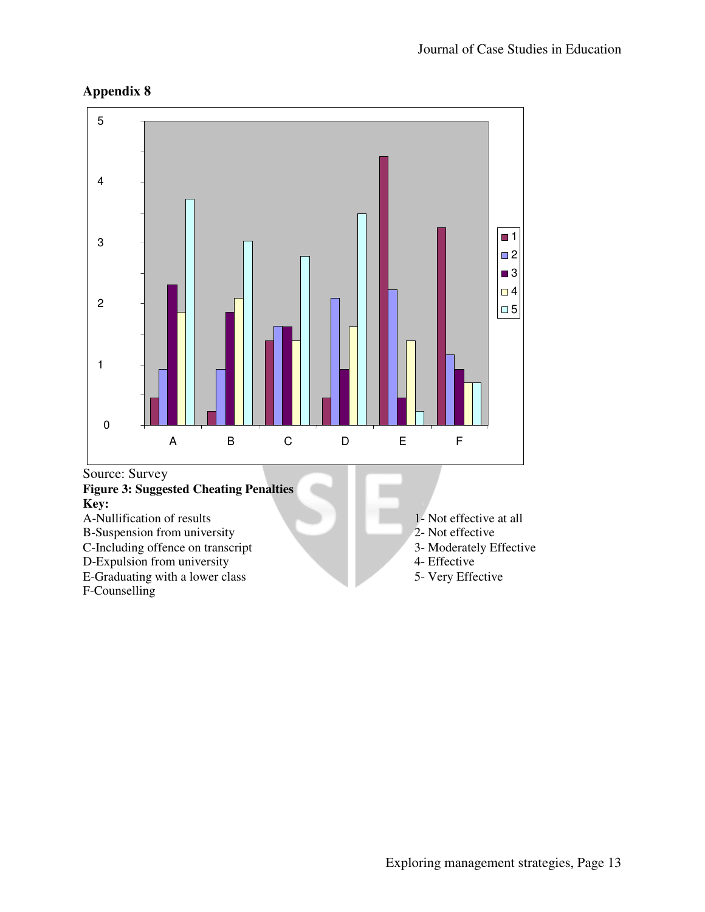## Appendix 8

5

4

3

2

1

0

A B C D E F

1
2
3
4
5

Source: Survey

**Figure 3: Suggested Cheating Penalties**

**Key:**

A-Nullification of results
B-Suspension from university
C-Including offence on transcript
D-Expulsion from university
E-Graduating with a lower class
F-Counselling

1- Not effective at all
2- Not effective
3- Moderately Effective
4- Effective
5- Very Effective